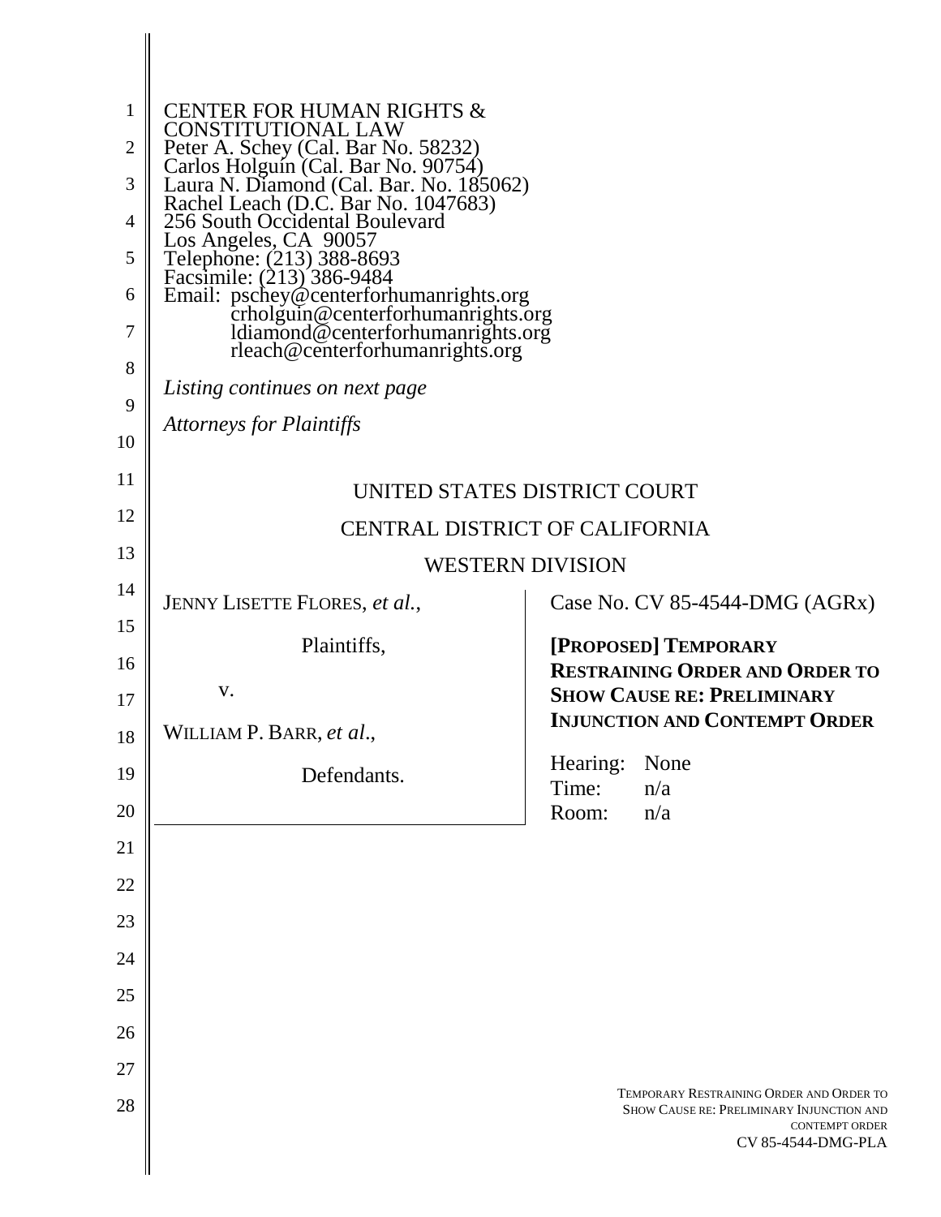CENTER FOR HUMAN RIGHTS &
CONSTITUTIONAL LAW
Peter A. Schey (Cal. Bar No. 58232)
Carlos Holguín (Cal. Bar No. 90754)
Laura N. Diamond (Cal. Bar. No. 185062)
Rachel Leach (D.C. Bar No. 1047683)
256 South Occidental Boulevard
Los Angeles, CA 90057
Telephone: (213) 388-8693
Facsimile: (213) 386-9484
Email: pschey@centerforhumanrights.org
crholguin@centerforhumanrights.org
ldiamond@centerforhumanrights.org
rleach@centerforhumanrights.org

*Listing continues on next page*

*Attorneys for Plaintiffs*

UNITED STATES DISTRICT COURT

CENTRAL DISTRICT OF CALIFORNIA

WESTERN DIVISION

| | |
|---|---|
| JENNY LISETTE FLORES, *et al.*,<br><br>Plaintiffs,<br><br>v.<br><br>WILLIAM P. BARR, *et al.*,<br><br>Defendants. | Case No. CV 85-4544-DMG (AGRx)<br><br>**[PROPOSED] TEMPORARY RESTRAINING ORDER AND ORDER TO SHOW CAUSE RE: PRELIMINARY INJUNCTION AND CONTEMPT ORDER**<br><br>Hearing: None<br>Time: n/a<br>Room: n/a |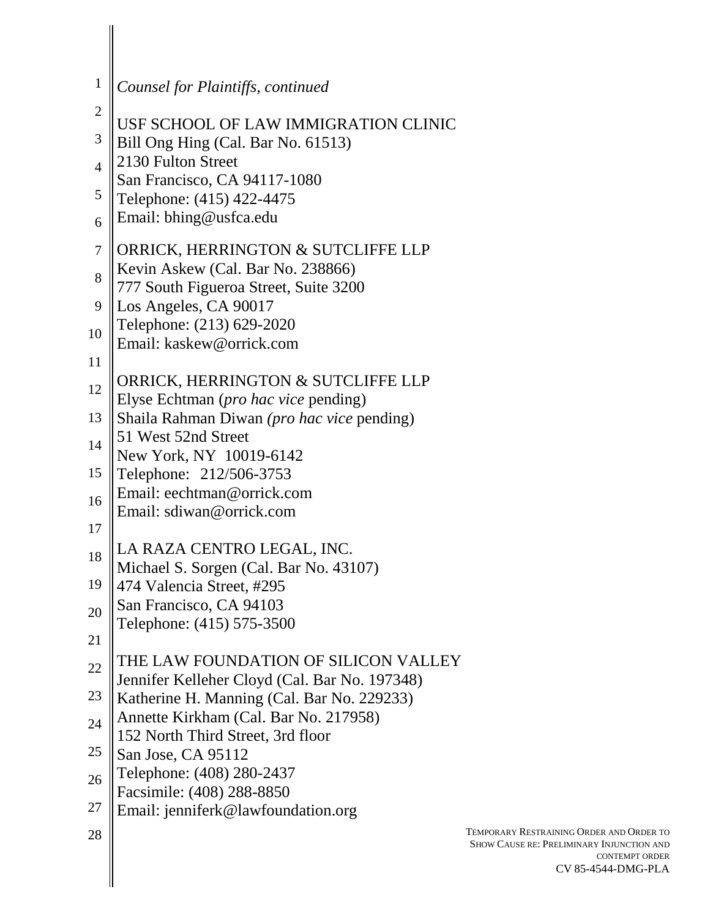*Counsel for Plaintiffs, continued*

USF SCHOOL OF LAW IMMIGRATION CLINIC
Bill Ong Hing (Cal. Bar No. 61513)
2130 Fulton Street
San Francisco, CA 94117-1080
Telephone: (415) 422-4475
Email: bhing@usfca.edu

ORRICK, HERRINGTON & SUTCLIFFE LLP
Kevin Askew (Cal. Bar No. 238866)
777 South Figueroa Street, Suite 3200
Los Angeles, CA 90017
Telephone: (213) 629-2020
Email: kaskew@orrick.com

ORRICK, HERRINGTON & SUTCLIFFE LLP
Elyse Echtman (*pro hac vice* pending)
Shaila Rahman Diwan *(pro hac vice* pending)
51 West 52nd Street
New York, NY 10019-6142
Telephone: 212/506-3753
Email: eechtman@orrick.com
Email: sdiwan@orrick.com

LA RAZA CENTRO LEGAL, INC.
Michael S. Sorgen (Cal. Bar No. 43107)
474 Valencia Street, #295
San Francisco, CA 94103
Telephone: (415) 575-3500

THE LAW FOUNDATION OF SILICON VALLEY
Jennifer Kelleher Cloyd (Cal. Bar No. 197348)
Katherine H. Manning (Cal. Bar No. 229233)
Annette Kirkham (Cal. Bar No. 217958)
152 North Third Street, 3rd floor
San Jose, CA 95112
Telephone: (408) 280-2437
Facsimile: (408) 288-8850
Email: jenniferk@lawfoundation.org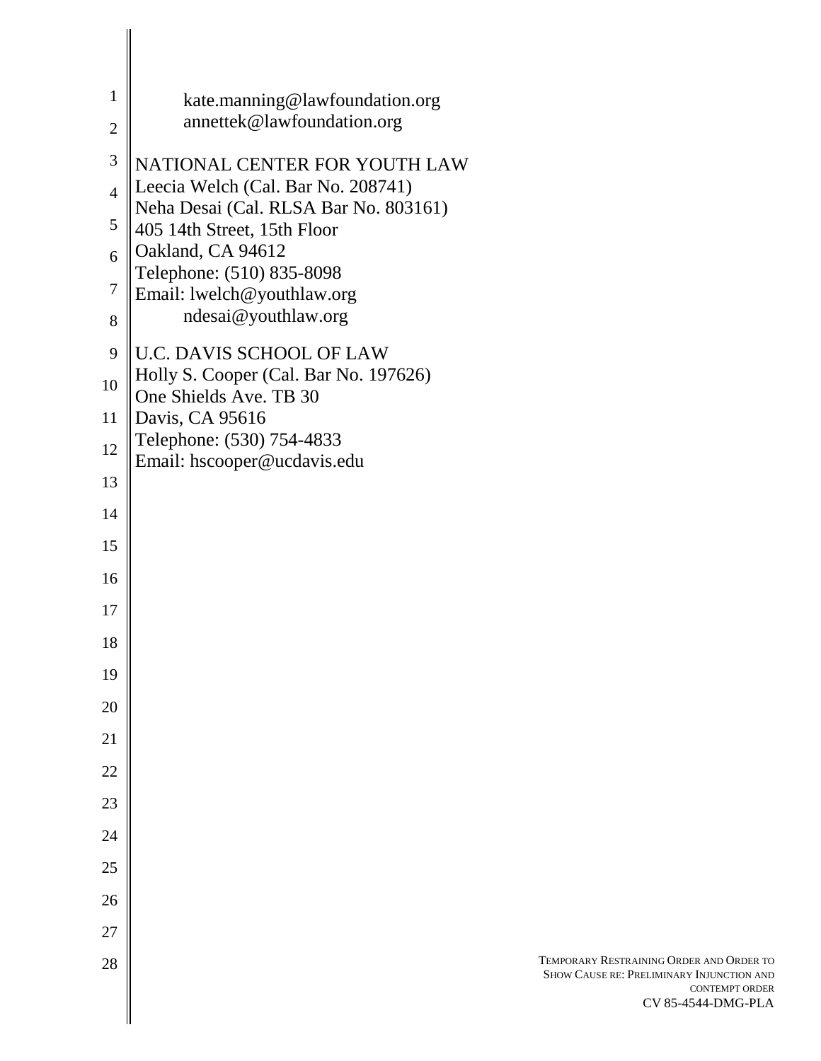kate.manning@lawfoundation.org
annettek@lawfoundation.org

NATIONAL CENTER FOR YOUTH LAW
Leecia Welch (Cal. Bar No. 208741)
Neha Desai (Cal. RLSA Bar No. 803161)
405 14th Street, 15th Floor
Oakland, CA 94612
Telephone: (510) 835-8098
Email: lwelch@youthlaw.org
ndesai@youthlaw.org

U.C. DAVIS SCHOOL OF LAW
Holly S. Cooper (Cal. Bar No. 197626)
One Shields Ave. TB 30
Davis, CA 95616
Telephone: (530) 754-4833
Email: hscooper@ucdavis.edu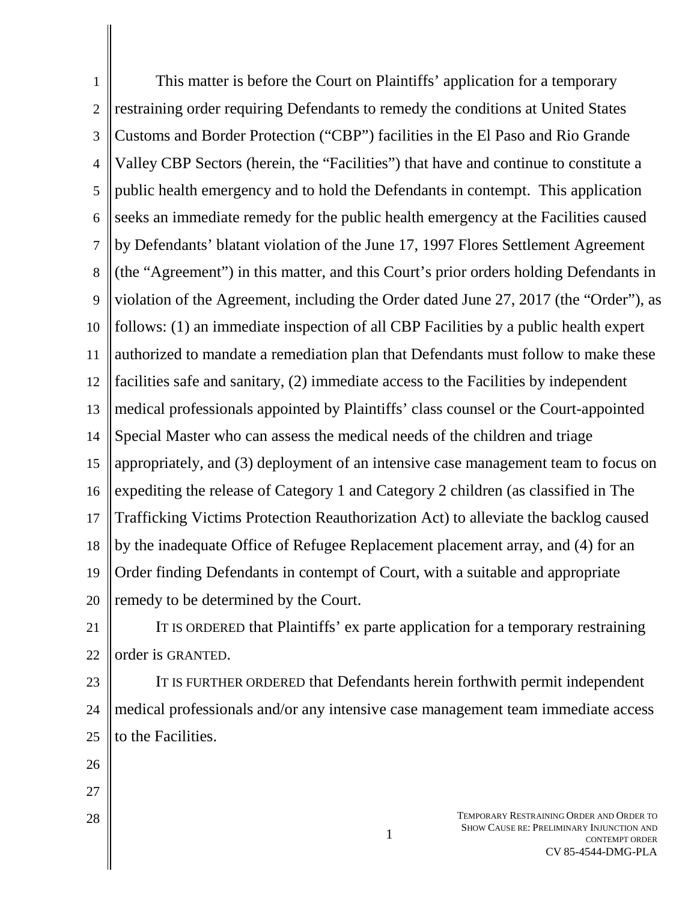This matter is before the Court on Plaintiffs' application for a temporary restraining order requiring Defendants to remedy the conditions at United States Customs and Border Protection ("CBP") facilities in the El Paso and Rio Grande Valley CBP Sectors (herein, the "Facilities") that have and continue to constitute a public health emergency and to hold the Defendants in contempt. This application seeks an immediate remedy for the public health emergency at the Facilities caused by Defendants' blatant violation of the June 17, 1997 Flores Settlement Agreement (the "Agreement") in this matter, and this Court's prior orders holding Defendants in violation of the Agreement, including the Order dated June 27, 2017 (the "Order"), as follows: (1) an immediate inspection of all CBP Facilities by a public health expert authorized to mandate a remediation plan that Defendants must follow to make these facilities safe and sanitary, (2) immediate access to the Facilities by independent medical professionals appointed by Plaintiffs' class counsel or the Court-appointed Special Master who can assess the medical needs of the children and triage appropriately, and (3) deployment of an intensive case management team to focus on expediting the release of Category 1 and Category 2 children (as classified in The Trafficking Victims Protection Reauthorization Act) to alleviate the backlog caused by the inadequate Office of Refugee Replacement placement array, and (4) for an Order finding Defendants in contempt of Court, with a suitable and appropriate remedy to be determined by the Court.

IT IS ORDERED that Plaintiffs' ex parte application for a temporary restraining order is GRANTED.

IT IS FURTHER ORDERED that Defendants herein forthwith permit independent medical professionals and/or any intensive case management team immediate access to the Facilities.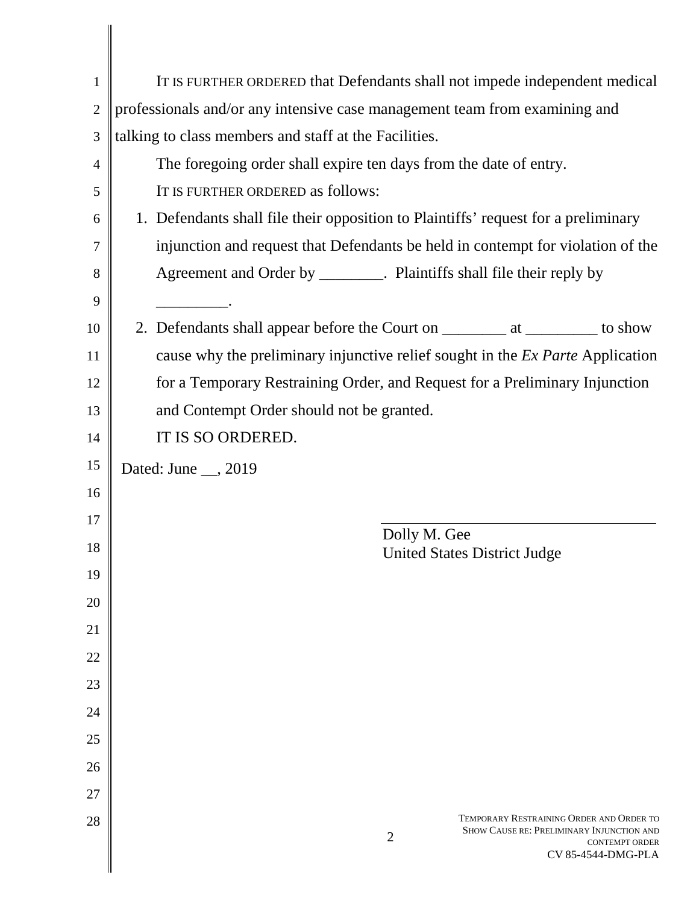IT IS FURTHER ORDERED that Defendants shall not impede independent medical professionals and/or any intensive case management team from examining and talking to class members and staff at the Facilities.

The foregoing order shall expire ten days from the date of entry.

IT IS FURTHER ORDERED as follows:

1. Defendants shall file their opposition to Plaintiffs' request for a preliminary injunction and request that Defendants be held in contempt for violation of the Agreement and Order by ________. Plaintiffs shall file their reply by _________.
2. Defendants shall appear before the Court on ________ at _________ to show cause why the preliminary injunctive relief sought in the *Ex Parte* Application for a Temporary Restraining Order, and Request for a Preliminary Injunction and Contempt Order should not be granted.

IT IS SO ORDERED.

Dated: June __, 2019

Dolly M. Gee
United States District Judge